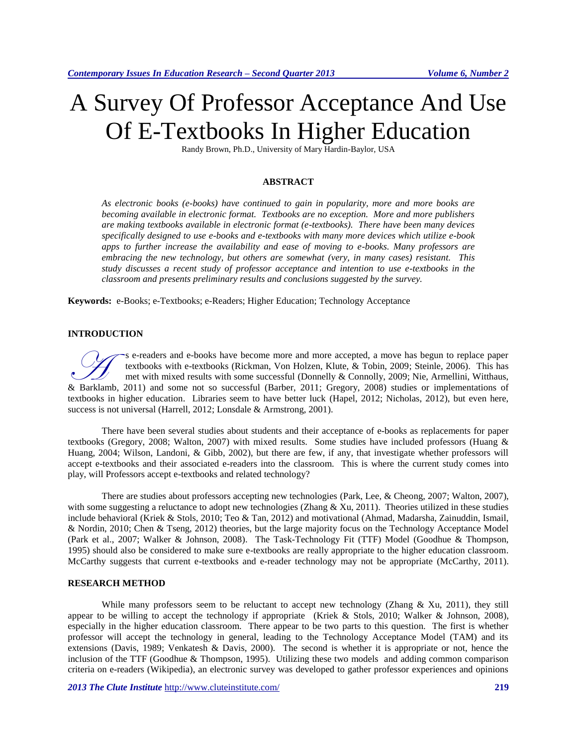# A Survey Of Professor Acceptance And Use Of E-Textbooks In Higher Education

Randy Brown, Ph.D., University of Mary Hardin-Baylor, USA

## ABSTRACT

*As electronic books (e-books) have continued to gain in popularity, more and more books are becoming available in electronic format. Textbooks are no exception. More and more publishers are making textbooks available in electronic format (e-textbooks). There have been many devices specifically designed to use e-books and e-textbooks with many more devices which utilize e-book apps to further increase the availability and ease of moving to e-books. Many professors are embracing the new technology, but others are somewhat (very, in many cases) resistant. This study discusses a recent study of professor acceptance and intention to use e-textbooks in the classroom and presents preliminary results and conclusions suggested by the survey.*

**Keywords:** e-Books; e-Textbooks; e-Readers; Higher Education; Technology Acceptance

## INTRODUCTION

As e-readers and e-books have become more and more accepted, a move has begun to replace paper textbooks with e-textbooks (Rickman, Von Holzen, Klute, & Tobin, 2009; Steinle, 2006). This has met with mixed results with some successful (Donnelly & Connolly, 2009; Nie, Armellini, Witthaus, & Barklamb, 2011) and some not so successful (Barber, 2011; Gregory, 2008) studies or implementations of textbooks in higher education. Libraries seem to have better luck (Hapel, 2012; Nicholas, 2012), but even here, success is not universal (Harrell, 2012; Lonsdale & Armstrong, 2001).

There have been several studies about students and their acceptance of e-books as replacements for paper textbooks (Gregory, 2008; Walton, 2007) with mixed results. Some studies have included professors (Huang & Huang, 2004; Wilson, Landoni, & Gibb, 2002), but there are few, if any, that investigate whether professors will accept e-textbooks and their associated e-readers into the classroom. This is where the current study comes into play, will Professors accept e-textbooks and related technology?

There are studies about professors accepting new technologies (Park, Lee, & Cheong, 2007; Walton, 2007), with some suggesting a reluctance to adopt new technologies (Zhang & Xu, 2011). Theories utilized in these studies include behavioral (Kriek & Stols, 2010; Teo & Tan, 2012) and motivational (Ahmad, Madarsha, Zainuddin, Ismail, & Nordin, 2010; Chen & Tseng, 2012) theories, but the large majority focus on the Technology Acceptance Model (Park et al., 2007; Walker & Johnson, 2008). The Task-Technology Fit (TTF) Model (Goodhue & Thompson, 1995) should also be considered to make sure e-textbooks are really appropriate to the higher education classroom. McCarthy suggests that current e-textbooks and e-reader technology may not be appropriate (McCarthy, 2011).

## RESEARCH METHOD

While many professors seem to be reluctant to accept new technology (Zhang & Xu, 2011), they still appear to be willing to accept the technology if appropriate (Kriek & Stols, 2010; Walker & Johnson, 2008), especially in the higher education classroom. There appear to be two parts to this question. The first is whether professor will accept the technology in general, leading to the Technology Acceptance Model (TAM) and its extensions (Davis, 1989; Venkatesh & Davis, 2000). The second is whether it is appropriate or not, hence the inclusion of the TTF (Goodhue & Thompson, 1995). Utilizing these two models and adding common comparison criteria on e-readers (Wikipedia), an electronic survey was developed to gather professor experiences and opinions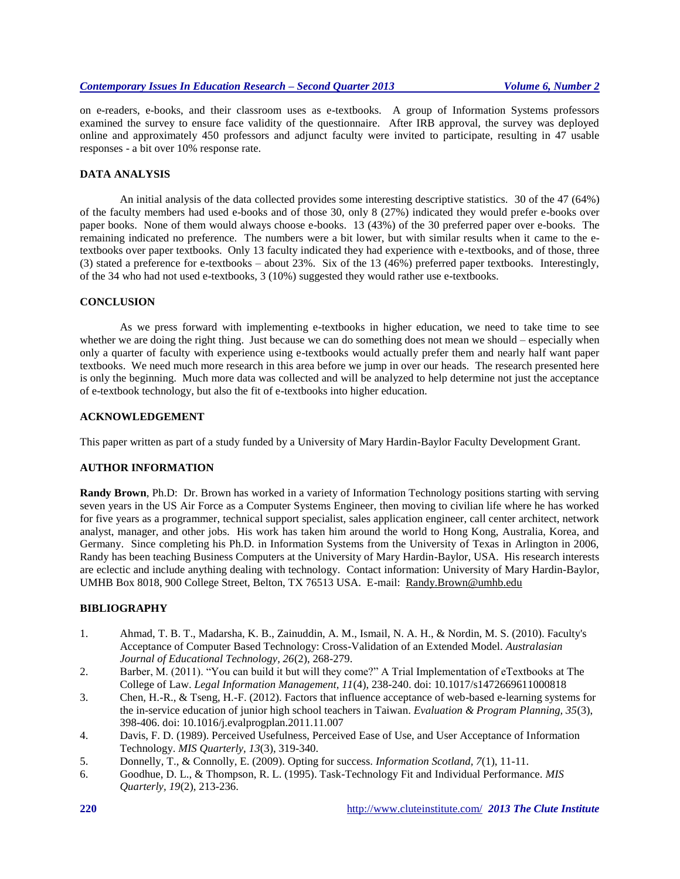on e-readers, e-books, and their classroom uses as e-textbooks. A group of Information Systems professors examined the survey to ensure face validity of the questionnaire. After IRB approval, the survey was deployed online and approximately 450 professors and adjunct faculty were invited to participate, resulting in 47 usable responses - a bit over 10% response rate.

## DATA ANALYSIS

An initial analysis of the data collected provides some interesting descriptive statistics. 30 of the 47 (64%) of the faculty members had used e-books and of those 30, only 8 (27%) indicated they would prefer e-books over paper books. None of them would always choose e-books. 13 (43%) of the 30 preferred paper over e-books. The remaining indicated no preference. The numbers were a bit lower, but with similar results when it came to the e-textbooks over paper textbooks. Only 13 faculty indicated they had experience with e-textbooks, and of those, three (3) stated a preference for e-textbooks – about 23%. Six of the 13 (46%) preferred paper textbooks. Interestingly, of the 34 who had not used e-textbooks, 3 (10%) suggested they would rather use e-textbooks.

## CONCLUSION

As we press forward with implementing e-textbooks in higher education, we need to take time to see whether we are doing the right thing. Just because we can do something does not mean we should – especially when only a quarter of faculty with experience using e-textbooks would actually prefer them and nearly half want paper textbooks. We need much more research in this area before we jump in over our heads. The research presented here is only the beginning. Much more data was collected and will be analyzed to help determine not just the acceptance of e-textbook technology, but also the fit of e-textbooks into higher education.

## ACKNOWLEDGEMENT

This paper written as part of a study funded by a University of Mary Hardin-Baylor Faculty Development Grant.

## AUTHOR INFORMATION

**Randy Brown**, Ph.D: Dr. Brown has worked in a variety of Information Technology positions starting with serving seven years in the US Air Force as a Computer Systems Engineer, then moving to civilian life where he has worked for five years as a programmer, technical support specialist, sales application engineer, call center architect, network analyst, manager, and other jobs. His work has taken him around the world to Hong Kong, Australia, Korea, and Germany. Since completing his Ph.D. in Information Systems from the University of Texas in Arlington in 2006, Randy has been teaching Business Computers at the University of Mary Hardin-Baylor, USA. His research interests are eclectic and include anything dealing with technology. Contact information: University of Mary Hardin-Baylor, UMHB Box 8018, 900 College Street, Belton, TX 76513 USA. E-mail: Randy.Brown@umhb.edu

## BIBLIOGRAPHY

1. Ahmad, T. B. T., Madarsha, K. B., Zainuddin, A. M., Ismail, N. A. H., & Nordin, M. S. (2010). Faculty's Acceptance of Computer Based Technology: Cross-Validation of an Extended Model. *Australasian Journal of Educational Technology, 26*(2), 268-279.
2. Barber, M. (2011). "You can build it but will they come?" A Trial Implementation of eTextbooks at The College of Law. *Legal Information Management, 11*(4), 238-240. doi: 10.1017/s1472669611000818
3. Chen, H.-R., & Tseng, H.-F. (2012). Factors that influence acceptance of web-based e-learning systems for the in-service education of junior high school teachers in Taiwan. *Evaluation & Program Planning, 35*(3), 398-406. doi: 10.1016/j.evalprogplan.2011.11.007
4. Davis, F. D. (1989). Perceived Usefulness, Perceived Ease of Use, and User Acceptance of Information Technology. *MIS Quarterly, 13*(3), 319-340.
5. Donnelly, T., & Connolly, E. (2009). Opting for success. *Information Scotland, 7*(1), 11-11.
6. Goodhue, D. L., & Thompson, R. L. (1995). Task-Technology Fit and Individual Performance. *MIS Quarterly, 19*(2), 213-236.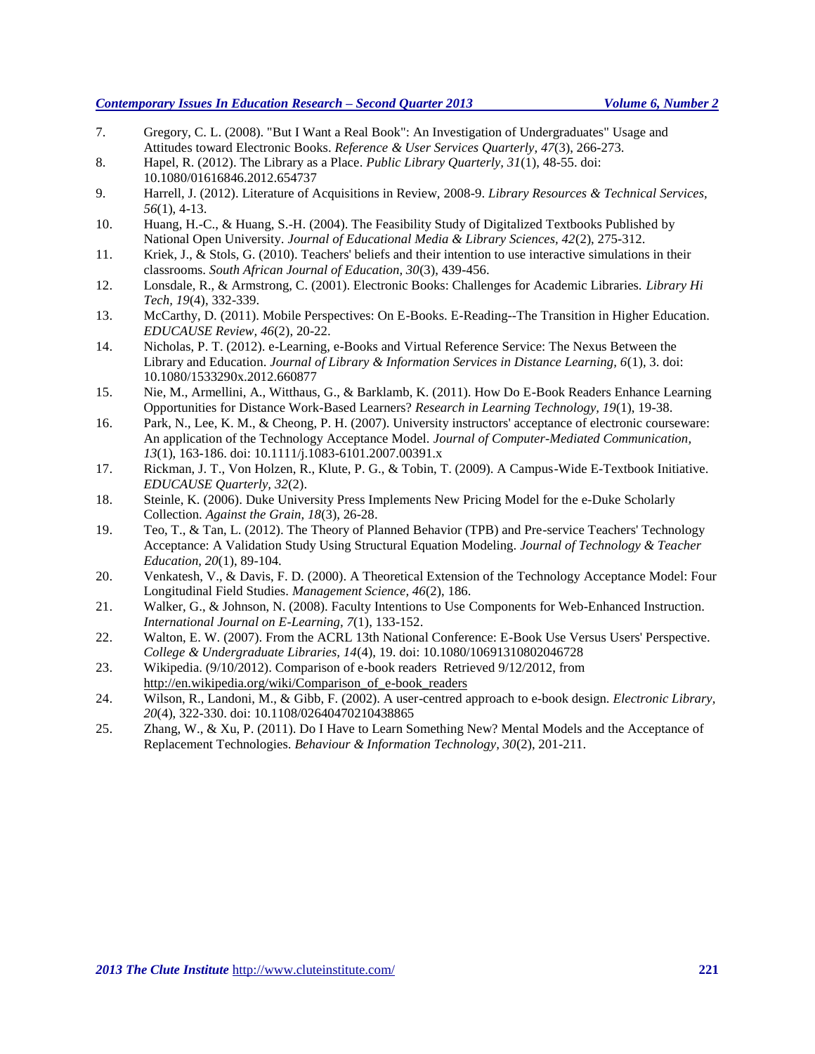7. Gregory, C. L. (2008). "But I Want a Real Book": An Investigation of Undergraduates" Usage and Attitudes toward Electronic Books. *Reference & User Services Quarterly, 47*(3), 266-273.
8. Hapel, R. (2012). The Library as a Place. *Public Library Quarterly, 31*(1), 48-55. doi: 10.1080/01616846.2012.654737
9. Harrell, J. (2012). Literature of Acquisitions in Review, 2008-9. *Library Resources & Technical Services, 56*(1), 4-13.
10. Huang, H.-C., & Huang, S.-H. (2004). The Feasibility Study of Digitalized Textbooks Published by National Open University. *Journal of Educational Media & Library Sciences, 42*(2), 275-312.
11. Kriek, J., & Stols, G. (2010). Teachers' beliefs and their intention to use interactive simulations in their classrooms. *South African Journal of Education, 30*(3), 439-456.
12. Lonsdale, R., & Armstrong, C. (2001). Electronic Books: Challenges for Academic Libraries. *Library Hi Tech, 19*(4), 332-339.
13. McCarthy, D. (2011). Mobile Perspectives: On E-Books. E-Reading--The Transition in Higher Education. *EDUCAUSE Review, 46*(2), 20-22.
14. Nicholas, P. T. (2012). e-Learning, e-Books and Virtual Reference Service: The Nexus Between the Library and Education. *Journal of Library & Information Services in Distance Learning, 6*(1), 3. doi: 10.1080/1533290x.2012.660877
15. Nie, M., Armellini, A., Witthaus, G., & Barklamb, K. (2011). How Do E-Book Readers Enhance Learning Opportunities for Distance Work-Based Learners? *Research in Learning Technology, 19*(1), 19-38.
16. Park, N., Lee, K. M., & Cheong, P. H. (2007). University instructors' acceptance of electronic courseware: An application of the Technology Acceptance Model. *Journal of Computer-Mediated Communication, 13*(1), 163-186. doi: 10.1111/j.1083-6101.2007.00391.x
17. Rickman, J. T., Von Holzen, R., Klute, P. G., & Tobin, T. (2009). A Campus-Wide E-Textbook Initiative. *EDUCAUSE Quarterly, 32*(2).
18. Steinle, K. (2006). Duke University Press Implements New Pricing Model for the e-Duke Scholarly Collection. *Against the Grain, 18*(3), 26-28.
19. Teo, T., & Tan, L. (2012). The Theory of Planned Behavior (TPB) and Pre-service Teachers' Technology Acceptance: A Validation Study Using Structural Equation Modeling. *Journal of Technology & Teacher Education, 20*(1), 89-104.
20. Venkatesh, V., & Davis, F. D. (2000). A Theoretical Extension of the Technology Acceptance Model: Four Longitudinal Field Studies. *Management Science, 46*(2), 186.
21. Walker, G., & Johnson, N. (2008). Faculty Intentions to Use Components for Web-Enhanced Instruction. *International Journal on E-Learning, 7*(1), 133-152.
22. Walton, E. W. (2007). From the ACRL 13th National Conference: E-Book Use Versus Users' Perspective. *College & Undergraduate Libraries, 14*(4), 19. doi: 10.1080/10691310802046728
23. Wikipedia. (9/10/2012). Comparison of e-book readers Retrieved 9/12/2012, from http://en.wikipedia.org/wiki/Comparison_of_e-book_readers
24. Wilson, R., Landoni, M., & Gibb, F. (2002). A user-centred approach to e-book design. *Electronic Library, 20*(4), 322-330. doi: 10.1108/02640470210438865
25. Zhang, W., & Xu, P. (2011). Do I Have to Learn Something New? Mental Models and the Acceptance of Replacement Technologies. *Behaviour & Information Technology, 30*(2), 201-211.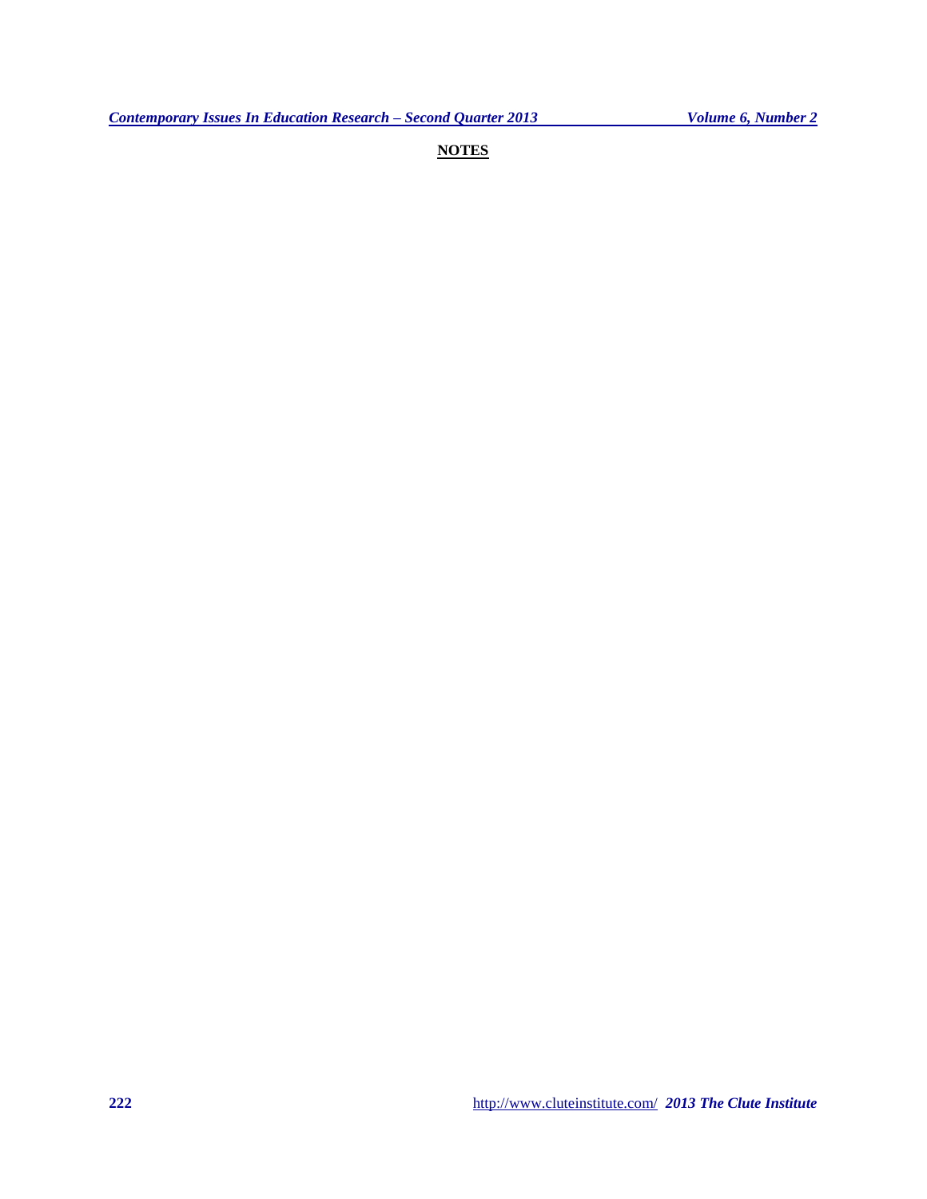**NOTES**